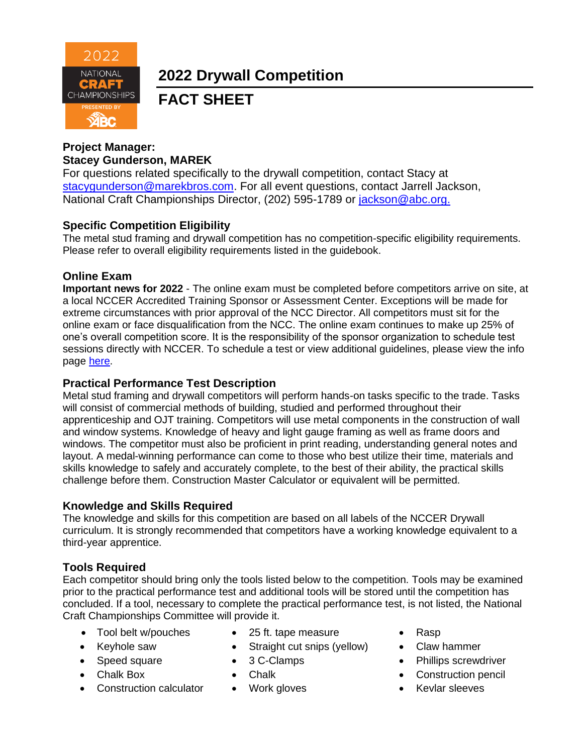# 2022 Drywall Competition

## FACT SHEET

**Project Manager:**
**Stacey Gunderson, MAREK**
For questions related specifically to the drywall competition, contact Stacy at stacygunderson@marekbros.com. For all event questions, contact Jarrell Jackson, National Craft Championships Director, (202) 595-1789 or jackson@abc.org.

### Specific Competition Eligibility

The metal stud framing and drywall competition has no competition-specific eligibility requirements. Please refer to overall eligibility requirements listed in the guidebook.

### Online Exam

**Important news for 2022** - The online exam must be completed before competitors arrive on site, at a local NCCER Accredited Training Sponsor or Assessment Center. Exceptions will be made for extreme circumstances with prior approval of the NCC Director. All competitors must sit for the online exam or face disqualification from the NCC. The online exam continues to make up 25% of one's overall competition score. It is the responsibility of the sponsor organization to schedule test sessions directly with NCCER. To schedule a test or view additional guidelines, please view the info page here.

### Practical Performance Test Description

Metal stud framing and drywall competitors will perform hands-on tasks specific to the trade. Tasks will consist of commercial methods of building, studied and performed throughout their apprenticeship and OJT training. Competitors will use metal components in the construction of wall and window systems. Knowledge of heavy and light gauge framing as well as frame doors and windows. The competitor must also be proficient in print reading, understanding general notes and layout. A medal-winning performance can come to those who best utilize their time, materials and skills knowledge to safely and accurately complete, to the best of their ability, the practical skills challenge before them. Construction Master Calculator or equivalent will be permitted.

### Knowledge and Skills Required

The knowledge and skills for this competition are based on all labels of the NCCER Drywall curriculum. It is strongly recommended that competitors have a working knowledge equivalent to a third-year apprentice.

### Tools Required

Each competitor should bring only the tools listed below to the competition. Tools may be examined prior to the practical performance test and additional tools will be stored until the competition has concluded. If a tool, necessary to complete the practical performance test, is not listed, the National Craft Championships Committee will provide it.

- Tool belt w/pouches
- Keyhole saw
- Speed square
- Chalk Box
- Construction calculator
- 25 ft. tape measure
- Straight cut snips (yellow)
- 3 C-Clamps
- Chalk
- Work gloves
- Rasp
- Claw hammer
- Phillips screwdriver
- Construction pencil
- Kevlar sleeves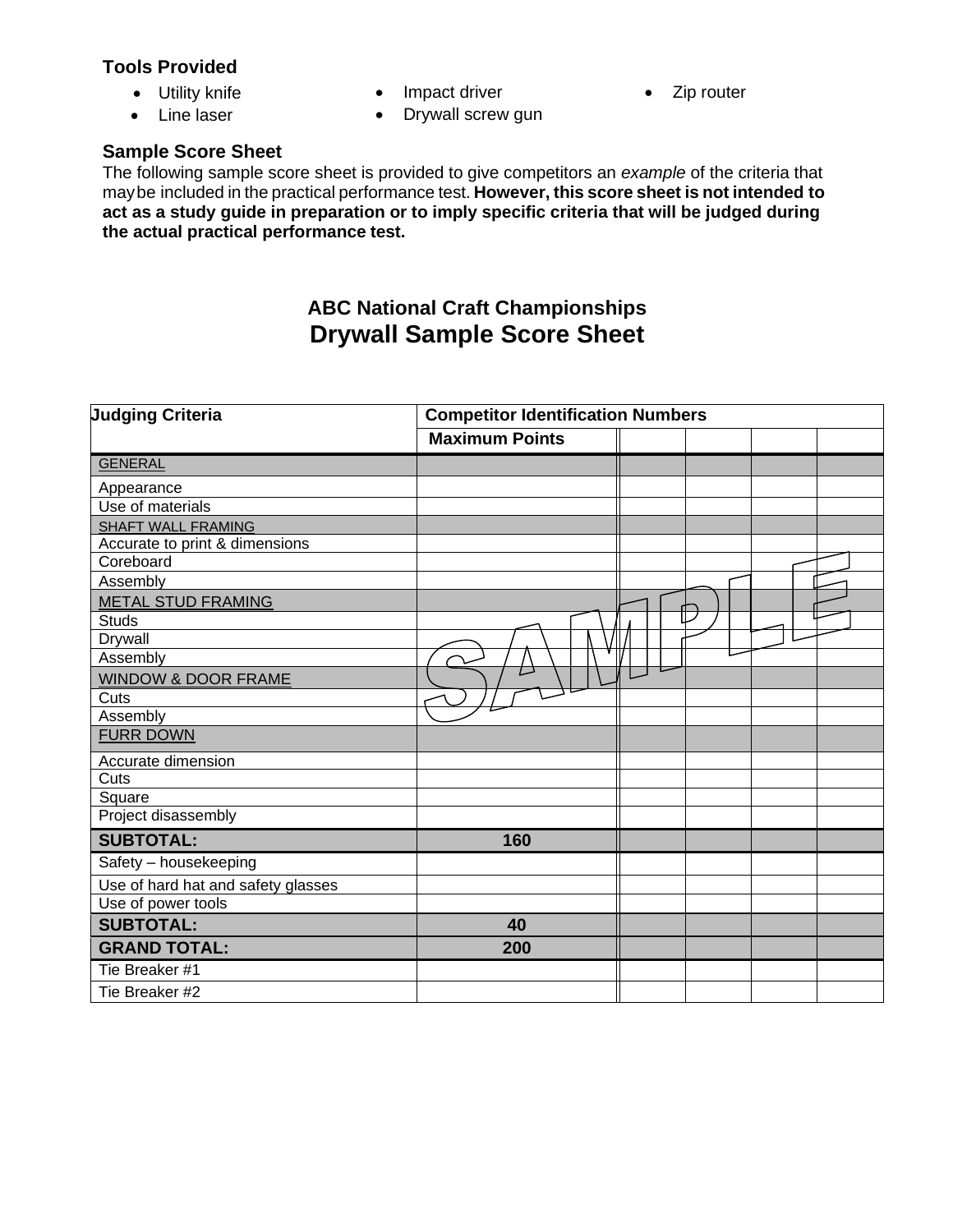### Tools Provided

- Utility knife
- Line laser
- Impact driver
- Drywall screw gun
- Zip router

### Sample Score Sheet

The following sample score sheet is provided to give competitors an *example* of the criteria that may be included in the practical performance test. **However, this score sheet is not intended to act as a study guide in preparation or to imply specific criteria that will be judged during the actual practical performance test.**

## ABC National Craft Championships
## Drywall Sample Score Sheet

| Judging Criteria | Competitor Identification Numbers | | | | |
|---|---|---|---|---|---|
| | **Maximum Points** | | | | |
| GENERAL | | | | | |
| Appearance | | | | | |
| Use of materials | | | | | |
| SHAFT WALL FRAMING | | | | | |
| Accurate to print & dimensions | | | | | |
| Coreboard | | | | | |
| Assembly | | | | | |
| METAL STUD FRAMING | | | | | |
| Studs | | | | | |
| Drywall | | | | | |
| Assembly | | | | | |
| WINDOW & DOOR FRAME | | | | | |
| Cuts | | | | | |
| Assembly | | | | | |
| FURR DOWN | | | | | |
| Accurate dimension | | | | | |
| Cuts | | | | | |
| Square | | | | | |
| Project disassembly | | | | | |
| **SUBTOTAL:** | **160** | | | | |
| Safety – housekeeping | | | | | |
| Use of hard hat and safety glasses | | | | | |
| Use of power tools | | | | | |
| **SUBTOTAL:** | **40** | | | | |
| **GRAND TOTAL:** | **200** | | | | |
| Tie Breaker #1 | | | | | |
| Tie Breaker #2 | | | | | |